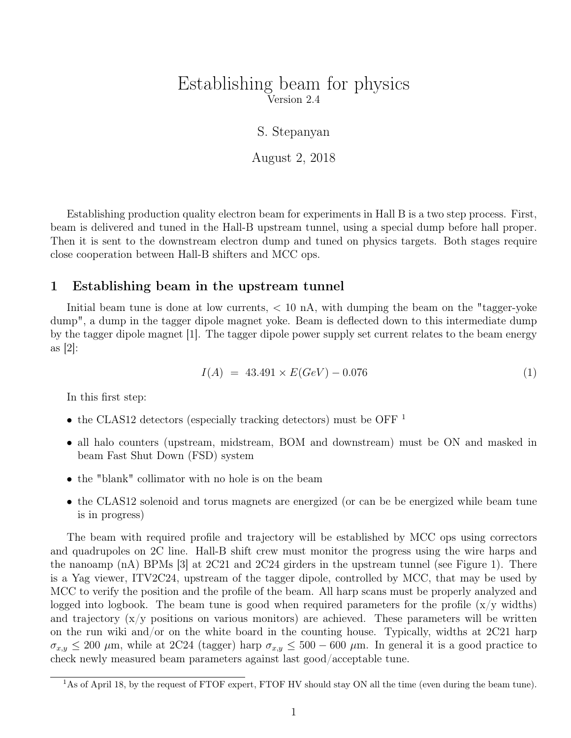# Establishing beam for physics

Version 2.4

S. Stepanyan

August 2, 2018

Establishing production quality electron beam for experiments in Hall B is a two step process. First, beam is delivered and tuned in the Hall-B upstream tunnel, using a special dump before hall proper. Then it is sent to the downstream electron dump and tuned on physics targets. Both stages require close cooperation between Hall-B shifters and MCC ops.

## 1 Establishing beam in the upstream tunnel

Initial beam tune is done at low currents, $< 10$ nA, with dumping the beam on the "tagger-yoke dump", a dump in the tagger dipole magnet yoke. Beam is deflected down to this intermediate dump by the tagger dipole magnet [1]. The tagger dipole power supply set current relates to the beam energy as [2]:

$$I(A) \;=\; 43.491 \times E(GeV) - 0.076 \tag{1}$$

In this first step:

- the CLAS12 detectors (especially tracking detectors) must be OFF [1]
- all halo counters (upstream, midstream, BOM and downstream) must be ON and masked in beam Fast Shut Down (FSD) system
- the "blank" collimator with no hole is on the beam
- the CLAS12 solenoid and torus magnets are energized (or can be be energized while beam tune is in progress)

The beam with required profile and trajectory will be established by MCC ops using correctors and quadrupoles on 2C line. Hall-B shift crew must monitor the progress using the wire harps and the nanoamp (nA) BPMs [3] at 2C21 and 2C24 girders in the upstream tunnel (see Figure 1). There is a Yag viewer, ITV2C24, upstream of the tagger dipole, controlled by MCC, that may be used by MCC to verify the position and the profile of the beam. All harp scans must be properly analyzed and logged into logbook. The beam tune is good when required parameters for the profile (x/y widths) and trajectory (x/y positions on various monitors) are achieved. These parameters will be written on the run wiki and/or on the white board in the counting house. Typically, widths at 2C21 harp $\sigma_{x,y} \leq 200$ $\mu$m, while at 2C24 (tagger) harp $\sigma_{x,y} \leq 500 - 600$ $\mu$m. In general it is a good practice to check newly measured beam parameters against last good/acceptable tune.

---

[1] As of April 18, by the request of FTOF expert, FTOF HV should stay ON all the time (even during the beam tune).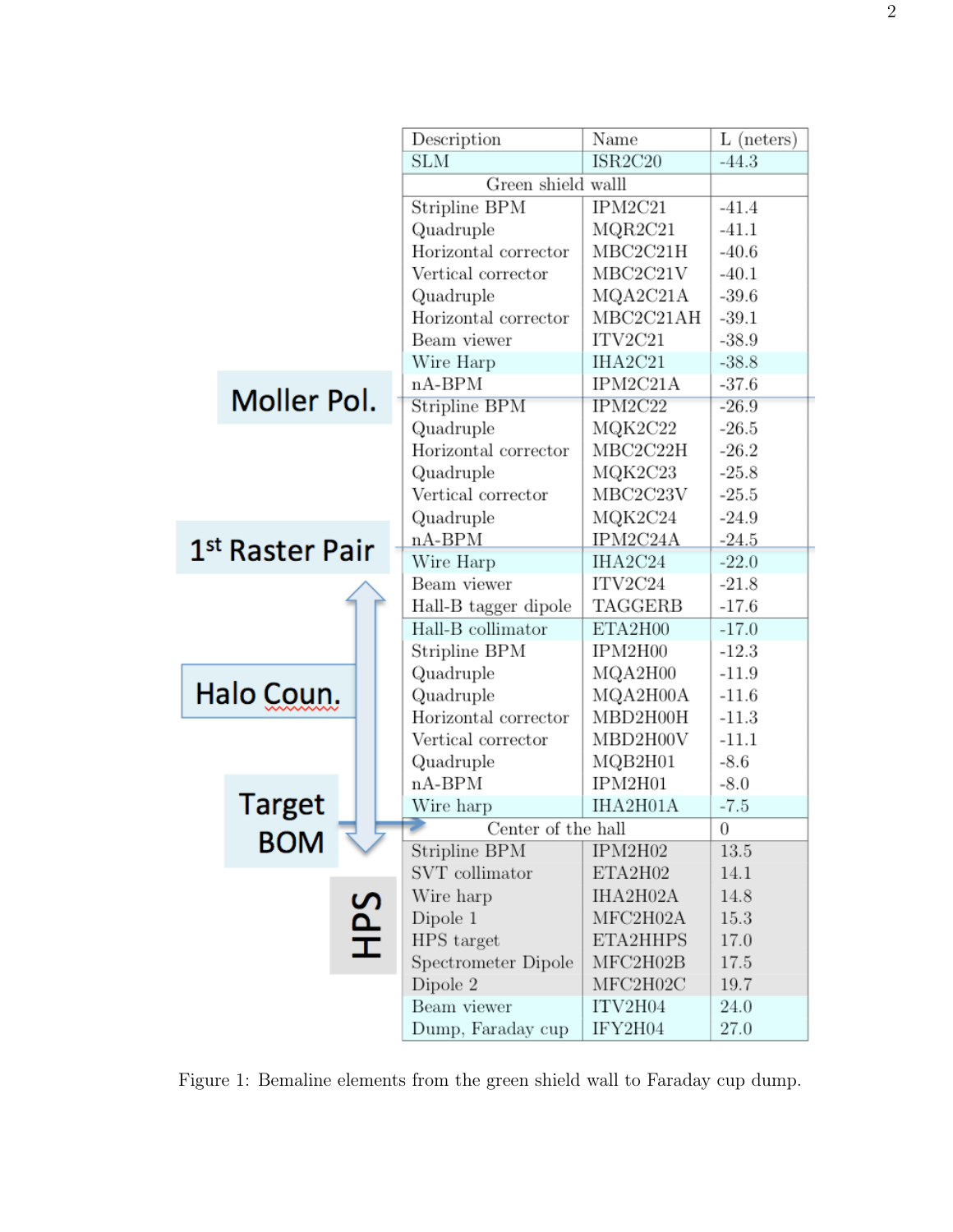| Description | Name | L (neters) |
|---|---|---|
| SLM | ISR2C20 | -44.3 |
| Green shield walll | | |
| Stripline BPM | IPM2C21 | -41.4 |
| Quadruple | MQR2C21 | -41.1 |
| Horizontal corrector | MBC2C21H | -40.6 |
| Vertical corrector | MBC2C21V | -40.1 |
| Quadruple | MQA2C21A | -39.6 |
| Horizontal corrector | MBC2C21AH | -39.1 |
| Beam viewer | ITV2C21 | -38.9 |
| Wire Harp | IHA2C21 | -38.8 |
| nA-BPM | IPM2C21A | -37.6 |
| Stripline BPM | IPM2C22 | -26.9 |
| Quadruple | MQK2C22 | -26.5 |
| Horizontal corrector | MBC2C22H | -26.2 |
| Quadruple | MQK2C23 | -25.8 |
| Vertical corrector | MBC2C23V | -25.5 |
| Quadruple | MQK2C24 | -24.9 |
| nA-BPM | IPM2C24A | -24.5 |
| Wire Harp | IHA2C24 | -22.0 |
| Beam viewer | ITV2C24 | -21.8 |
| Hall-B tagger dipole | TAGGERB | -17.6 |
| Hall-B collimator | ETA2H00 | -17.0 |
| Stripline BPM | IPM2H00 | -12.3 |
| Quadruple | MQA2H00 | -11.9 |
| Quadruple | MQA2H00A | -11.6 |
| Horizontal corrector | MBD2H00H | -11.3 |
| Vertical corrector | MBD2H00V | -11.1 |
| Quadruple | MQB2H01 | -8.6 |
| nA-BPM | IPM2H01 | -8.0 |
| Wire harp | IHA2H01A | -7.5 |
| Center of the hall | | 0 |
| Stripline BPM | IPM2H02 | 13.5 |
| SVT collimator | ETA2H02 | 14.1 |
| Wire harp | IHA2H02A | 14.8 |
| Dipole 1 | MFC2H02A | 15.3 |
| HPS target | ETA2HHPS | 17.0 |
| Spectrometer Dipole | MFC2H02B | 17.5 |
| Dipole 2 | MFC2H02C | 19.7 |
| Beam viewer | ITV2H04 | 24.0 |
| Dump, Faraday cup | IFY2H04 | 27.0 |

Moller Pol.

1st Raster Pair

Halo Coun.

Target BOM

HPS

Figure 1: Bemaline elements from the green shield wall to Faraday cup dump.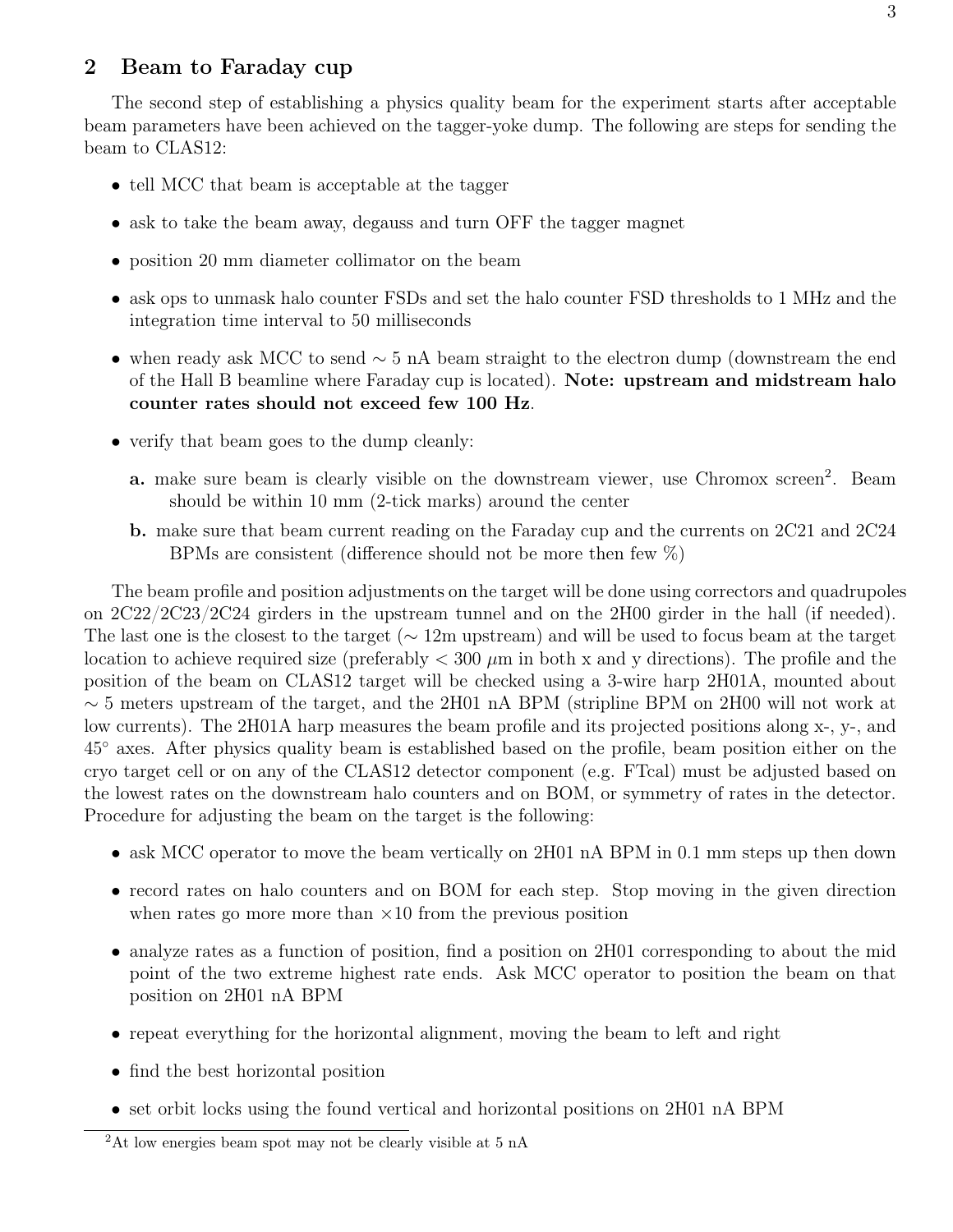## 2 Beam to Faraday cup

The second step of establishing a physics quality beam for the experiment starts after acceptable beam parameters have been achieved on the tagger-yoke dump. The following are steps for sending the beam to CLAS12:

- tell MCC that beam is acceptable at the tagger
- ask to take the beam away, degauss and turn OFF the tagger magnet
- position 20 mm diameter collimator on the beam
- ask ops to unmask halo counter FSDs and set the halo counter FSD thresholds to 1 MHz and the integration time interval to 50 milliseconds
- when ready ask MCC to send $\sim 5$ nA beam straight to the electron dump (downstream the end of the Hall B beamline where Faraday cup is located). **Note: upstream and midstream halo counter rates should not exceed few 100 Hz**.
- verify that beam goes to the dump cleanly:

  **a.** make sure beam is clearly visible on the downstream viewer, use Chromox screen[2]. Beam should be within 10 mm (2-tick marks) around the center

  **b.** make sure that beam current reading on the Faraday cup and the currents on 2C21 and 2C24 BPMs are consistent (difference should not be more then few %)

The beam profile and position adjustments on the target will be done using correctors and quadrupoles on 2C22/2C23/2C24 girders in the upstream tunnel and on the 2H00 girder in the hall (if needed). The last one is the closest to the target ($\sim$ 12m upstream) and will be used to focus beam at the target location to achieve required size (preferably $< 300$ $\mu$m in both x and y directions). The profile and the position of the beam on CLAS12 target will be checked using a 3-wire harp 2H01A, mounted about $\sim 5$ meters upstream of the target, and the 2H01 nA BPM (stripline BPM on 2H00 will not work at low currents). The 2H01A harp measures the beam profile and its projected positions along x-, y-, and $45^\circ$ axes. After physics quality beam is established based on the profile, beam position either on the cryo target cell or on any of the CLAS12 detector component (e.g. FTcal) must be adjusted based on the lowest rates on the downstream halo counters and on BOM, or symmetry of rates in the detector. Procedure for adjusting the beam on the target is the following:

- ask MCC operator to move the beam vertically on 2H01 nA BPM in 0.1 mm steps up then down
- record rates on halo counters and on BOM for each step. Stop moving in the given direction when rates go more more than $\times 10$ from the previous position
- analyze rates as a function of position, find a position on 2H01 corresponding to about the mid point of the two extreme highest rate ends. Ask MCC operator to position the beam on that position on 2H01 nA BPM
- repeat everything for the horizontal alignment, moving the beam to left and right
- find the best horizontal position
- set orbit locks using the found vertical and horizontal positions on 2H01 nA BPM

[2] At low energies beam spot may not be clearly visible at 5 nA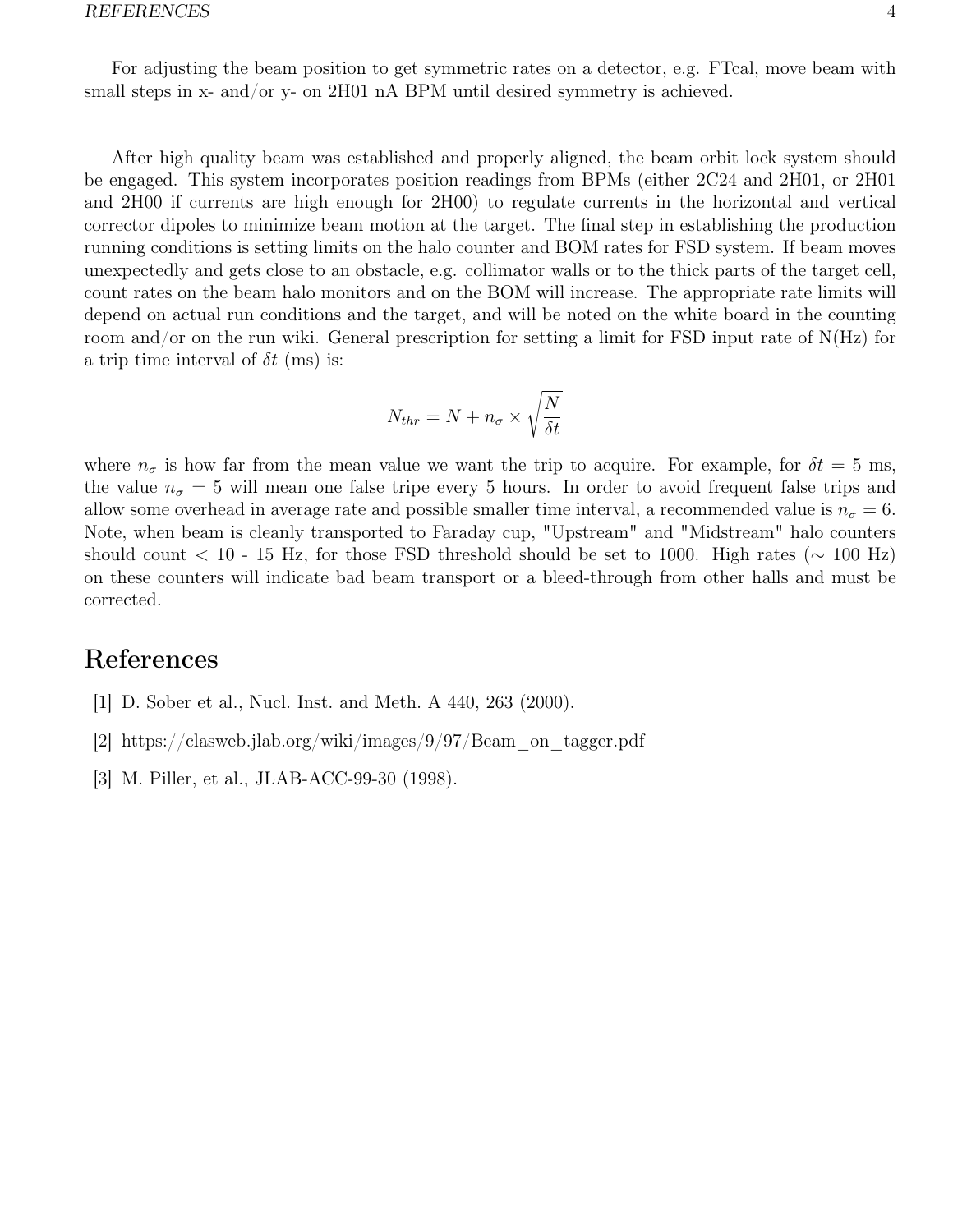For adjusting the beam position to get symmetric rates on a detector, e.g. FTcal, move beam with small steps in x- and/or y- on 2H01 nA BPM until desired symmetry is achieved.

After high quality beam was established and properly aligned, the beam orbit lock system should be engaged. This system incorporates position readings from BPMs (either 2C24 and 2H01, or 2H01 and 2H00 if currents are high enough for 2H00) to regulate currents in the horizontal and vertical corrector dipoles to minimize beam motion at the target. The final step in establishing the production running conditions is setting limits on the halo counter and BOM rates for FSD system. If beam moves unexpectedly and gets close to an obstacle, e.g. collimator walls or to the thick parts of the target cell, count rates on the beam halo monitors and on the BOM will increase. The appropriate rate limits will depend on actual run conditions and the target, and will be noted on the white board in the counting room and/or on the run wiki. General prescription for setting a limit for FSD input rate of N(Hz) for a trip time interval of $\delta t$ (ms) is:

$$N_{thr} = N + n_{\sigma} \times \sqrt{\frac{N}{\delta t}}$$

where $n_{\sigma}$ is how far from the mean value we want the trip to acquire. For example, for $\delta t = 5$ ms, the value $n_{\sigma} = 5$ will mean one false tripe every 5 hours. In order to avoid frequent false trips and allow some overhead in average rate and possible smaller time interval, a recommended value is $n_{\sigma} = 6$. Note, when beam is cleanly transported to Faraday cup, "Upstream" and "Midstream" halo counters should count < 10 - 15 Hz, for those FSD threshold should be set to 1000. High rates ($\sim$ 100 Hz) on these counters will indicate bad beam transport or a bleed-through from other halls and must be corrected.

# References

[1] D. Sober et al., Nucl. Inst. and Meth. A 440, 263 (2000).

[2] https://clasweb.jlab.org/wiki/images/9/97/Beam_on_tagger.pdf

[3] M. Piller, et al., JLAB-ACC-99-30 (1998).